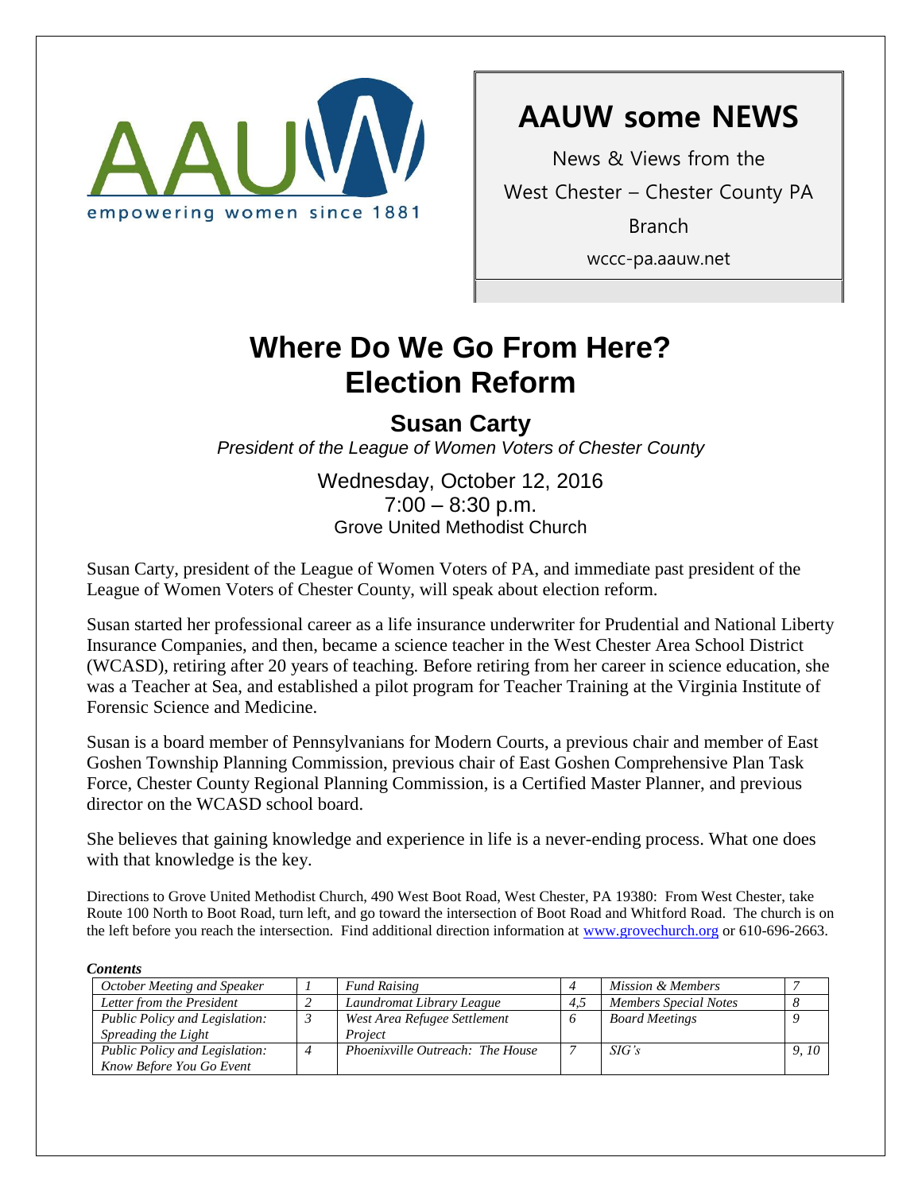AAUW

empowering women since 1881

# AAUW some NEWS

News & Views from the

West Chester – Chester County PA

Branch

wccc-pa.aauw.net

# Where Do We Go From Here? Election Reform

## Susan Carty

*President of the League of Women Voters of Chester County*

Wednesday, October 12, 2016
7:00 – 8:30 p.m.
Grove United Methodist Church

Susan Carty, president of the League of Women Voters of PA, and immediate past president of the League of Women Voters of Chester County, will speak about election reform.

Susan started her professional career as a life insurance underwriter for Prudential and National Liberty Insurance Companies, and then, became a science teacher in the West Chester Area School District (WCASD), retiring after 20 years of teaching. Before retiring from her career in science education, she was a Teacher at Sea, and established a pilot program for Teacher Training at the Virginia Institute of Forensic Science and Medicine.

Susan is a board member of Pennsylvanians for Modern Courts, a previous chair and member of East Goshen Township Planning Commission, previous chair of East Goshen Comprehensive Plan Task Force, Chester County Regional Planning Commission, is a Certified Master Planner, and previous director on the WCASD school board.

She believes that gaining knowledge and experience in life is a never-ending process. What one does with that knowledge is the key.

Directions to Grove United Methodist Church, 490 West Boot Road, West Chester, PA 19380: From West Chester, take Route 100 North to Boot Road, turn left, and go toward the intersection of Boot Road and Whitford Road. The church is on the left before you reach the intersection. Find additional direction information at www.grovechurch.org or 610-696-2663.

***Contents***

| | | | | | |
|---|---|---|---|---|---|
| *October Meeting and Speaker* | *1* | *Fund Raising* | *4* | *Mission & Members* | *7* |
| *Letter from the President* | *2* | *Laundromat Library League* | *4,5* | *Members Special Notes* | *8* |
| *Public Policy and Legislation: Spreading the Light* | *3* | *West Area Refugee Settlement Project* | *6* | *Board Meetings* | *9* |
| *Public Policy and Legislation: Know Before You Go Event* | *4* | *Phoenixville Outreach: The House* | *7* | *SIG's* | *9, 10* |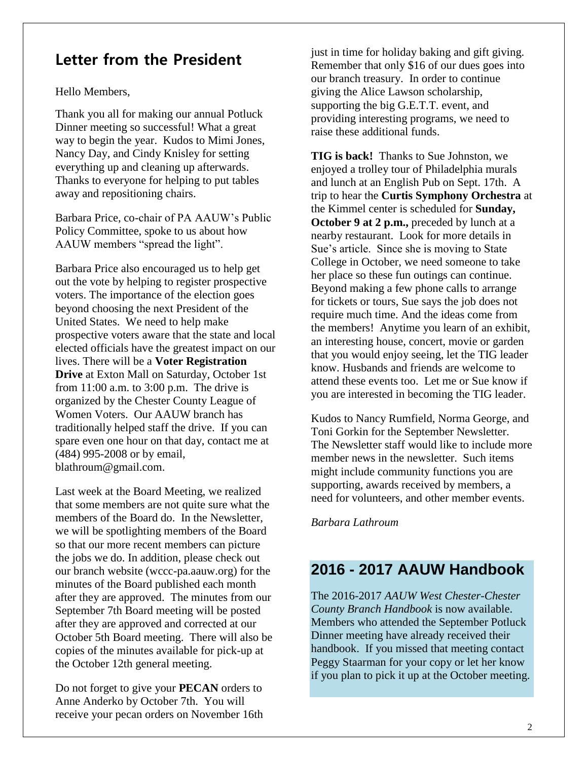## Letter from the President

Hello Members,

Thank you all for making our annual Potluck Dinner meeting so successful! What a great way to begin the year. Kudos to Mimi Jones, Nancy Day, and Cindy Knisley for setting everything up and cleaning up afterwards. Thanks to everyone for helping to put tables away and repositioning chairs.

Barbara Price, co-chair of PA AAUW's Public Policy Committee, spoke to us about how AAUW members "spread the light".

Barbara Price also encouraged us to help get out the vote by helping to register prospective voters. The importance of the election goes beyond choosing the next President of the United States. We need to help make prospective voters aware that the state and local elected officials have the greatest impact on our lives. There will be a **Voter Registration Drive** at Exton Mall on Saturday, October 1st from 11:00 a.m. to 3:00 p.m. The drive is organized by the Chester County League of Women Voters. Our AAUW branch has traditionally helped staff the drive. If you can spare even one hour on that day, contact me at (484) 995-2008 or by email, blathroum@gmail.com.

Last week at the Board Meeting, we realized that some members are not quite sure what the members of the Board do. In the Newsletter, we will be spotlighting members of the Board so that our more recent members can picture the jobs we do. In addition, please check out our branch website (wccc-pa.aauw.org) for the minutes of the Board published each month after they are approved. The minutes from our September 7th Board meeting will be posted after they are approved and corrected at our October 5th Board meeting. There will also be copies of the minutes available for pick-up at the October 12th general meeting.

Do not forget to give your **PECAN** orders to Anne Anderko by October 7th. You will receive your pecan orders on November 16th just in time for holiday baking and gift giving. Remember that only $16 of our dues goes into our branch treasury. In order to continue giving the Alice Lawson scholarship, supporting the big G.E.T.T. event, and providing interesting programs, we need to raise these additional funds.

**TIG is back!** Thanks to Sue Johnston, we enjoyed a trolley tour of Philadelphia murals and lunch at an English Pub on Sept. 17th. A trip to hear the **Curtis Symphony Orchestra** at the Kimmel center is scheduled for **Sunday, October 9 at 2 p.m.,** preceded by lunch at a nearby restaurant. Look for more details in Sue's article. Since she is moving to State College in October, we need someone to take her place so these fun outings can continue. Beyond making a few phone calls to arrange for tickets or tours, Sue says the job does not require much time. And the ideas come from the members! Anytime you learn of an exhibit, an interesting house, concert, movie or garden that you would enjoy seeing, let the TIG leader know. Husbands and friends are welcome to attend these events too. Let me or Sue know if you are interested in becoming the TIG leader.

Kudos to Nancy Rumfield, Norma George, and Toni Gorkin for the September Newsletter. The Newsletter staff would like to include more member news in the newsletter. Such items might include community functions you are supporting, awards received by members, a need for volunteers, and other member events.

*Barbara Lathroum*

## 2016 - 2017 AAUW Handbook

The 2016-2017 *AAUW West Chester-Chester County Branch Handbook* is now available. Members who attended the September Potluck Dinner meeting have already received their handbook. If you missed that meeting contact Peggy Staarman for your copy or let her know if you plan to pick it up at the October meeting.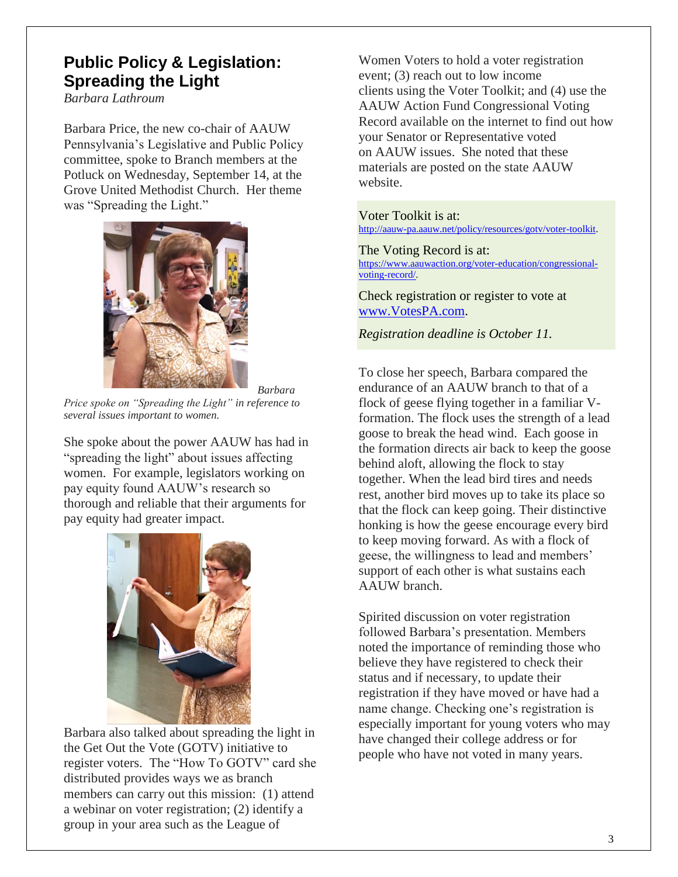## Public Policy & Legislation: Spreading the Light

*Barbara Lathroum*

Barbara Price, the new co-chair of AAUW Pennsylvania's Legislative and Public Policy committee, spoke to Branch members at the Potluck on Wednesday, September 14, at the Grove United Methodist Church. Her theme was "Spreading the Light."

*Barbara Price spoke on "Spreading the Light" in reference to several issues important to women.*

She spoke about the power AAUW has had in "spreading the light" about issues affecting women. For example, legislators working on pay equity found AAUW's research so thorough and reliable that their arguments for pay equity had greater impact.

Barbara also talked about spreading the light in the Get Out the Vote (GOTV) initiative to register voters. The "How To GOTV" card she distributed provides ways we as branch members can carry out this mission: (1) attend a webinar on voter registration; (2) identify a group in your area such as the League of Women Voters to hold a voter registration event; (3) reach out to low income clients using the Voter Toolkit; and (4) use the AAUW Action Fund Congressional Voting Record available on the internet to find out how your Senator or Representative voted on AAUW issues. She noted that these materials are posted on the state AAUW website.

Voter Toolkit is at: http://aauw-pa.aauw.net/policy/resources/gotv/voter-toolkit.

The Voting Record is at: https://www.aauwaction.org/voter-education/congressional-voting-record/.

Check registration or register to vote at www.VotesPA.com.

*Registration deadline is October 11.*

To close her speech, Barbara compared the endurance of an AAUW branch to that of a flock of geese flying together in a familiar V-formation. The flock uses the strength of a lead goose to break the head wind. Each goose in the formation directs air back to keep the goose behind aloft, allowing the flock to stay together. When the lead bird tires and needs rest, another bird moves up to take its place so that the flock can keep going. Their distinctive honking is how the geese encourage every bird to keep moving forward. As with a flock of geese, the willingness to lead and members' support of each other is what sustains each AAUW branch.

Spirited discussion on voter registration followed Barbara's presentation. Members noted the importance of reminding those who believe they have registered to check their status and if necessary, to update their registration if they have moved or have had a name change. Checking one's registration is especially important for young voters who may have changed their college address or for people who have not voted in many years.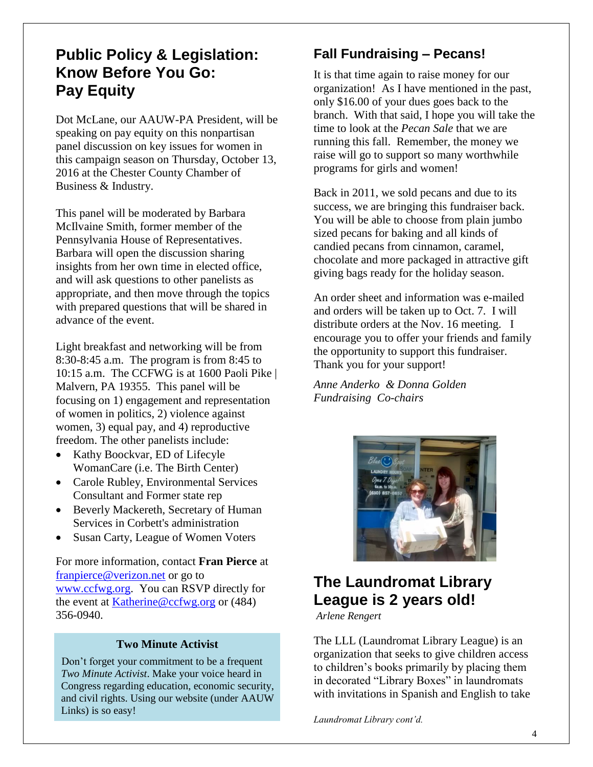## Public Policy & Legislation: Know Before You Go: Pay Equity

Dot McLane, our AAUW-PA President, will be speaking on pay equity on this nonpartisan panel discussion on key issues for women in this campaign season on Thursday, October 13, 2016 at the Chester County Chamber of Business & Industry.

This panel will be moderated by Barbara McIlvaine Smith, former member of the Pennsylvania House of Representatives. Barbara will open the discussion sharing insights from her own time in elected office, and will ask questions to other panelists as appropriate, and then move through the topics with prepared questions that will be shared in advance of the event.

Light breakfast and networking will be from 8:30-8:45 a.m. The program is from 8:45 to 10:15 a.m. The CCFWG is at 1600 Paoli Pike | Malvern, PA 19355. This panel will be focusing on 1) engagement and representation of women in politics, 2) violence against women, 3) equal pay, and 4) reproductive freedom. The other panelists include:

- Kathy Boockvar, ED of Lifecycle WomanCare (i.e. The Birth Center)
- Carole Rubley, Environmental Services Consultant and Former state rep
- Beverly Mackereth, Secretary of Human Services in Corbett's administration
- Susan Carty, League of Women Voters

For more information, contact **Fran Pierce** at franpierce@verizon.net or go to www.ccfwg.org. You can RSVP directly for the event at Katherine@ccfwg.org or (484) 356-0940.

**Two Minute Activist**

Don't forget your commitment to be a frequent *Two Minute Activist*. Make your voice heard in Congress regarding education, economic security, and civil rights. Using our website (under AAUW Links) is so easy!

## Fall Fundraising – Pecans!

It is that time again to raise money for our organization! As I have mentioned in the past, only $16.00 of your dues goes back to the branch. With that said, I hope you will take the time to look at the *Pecan Sale* that we are running this fall. Remember, the money we raise will go to support so many worthwhile programs for girls and women!

Back in 2011, we sold pecans and due to its success, we are bringing this fundraiser back. You will be able to choose from plain jumbo sized pecans for baking and all kinds of candied pecans from cinnamon, caramel, chocolate and more packaged in attractive gift giving bags ready for the holiday season.

An order sheet and information was e-mailed and orders will be taken up to Oct. 7. I will distribute orders at the Nov. 16 meeting. I encourage you to offer your friends and family the opportunity to support this fundraiser. Thank you for your support!

*Anne Anderko & Donna Golden*
*Fundraising Co-chairs*

## The Laundromat Library League is 2 years old!

*Arlene Rengert*

The LLL (Laundromat Library League) is an organization that seeks to give children access to children's books primarily by placing them in decorated "Library Boxes" in laundromats with invitations in Spanish and English to take

*Laundromat Library cont'd.*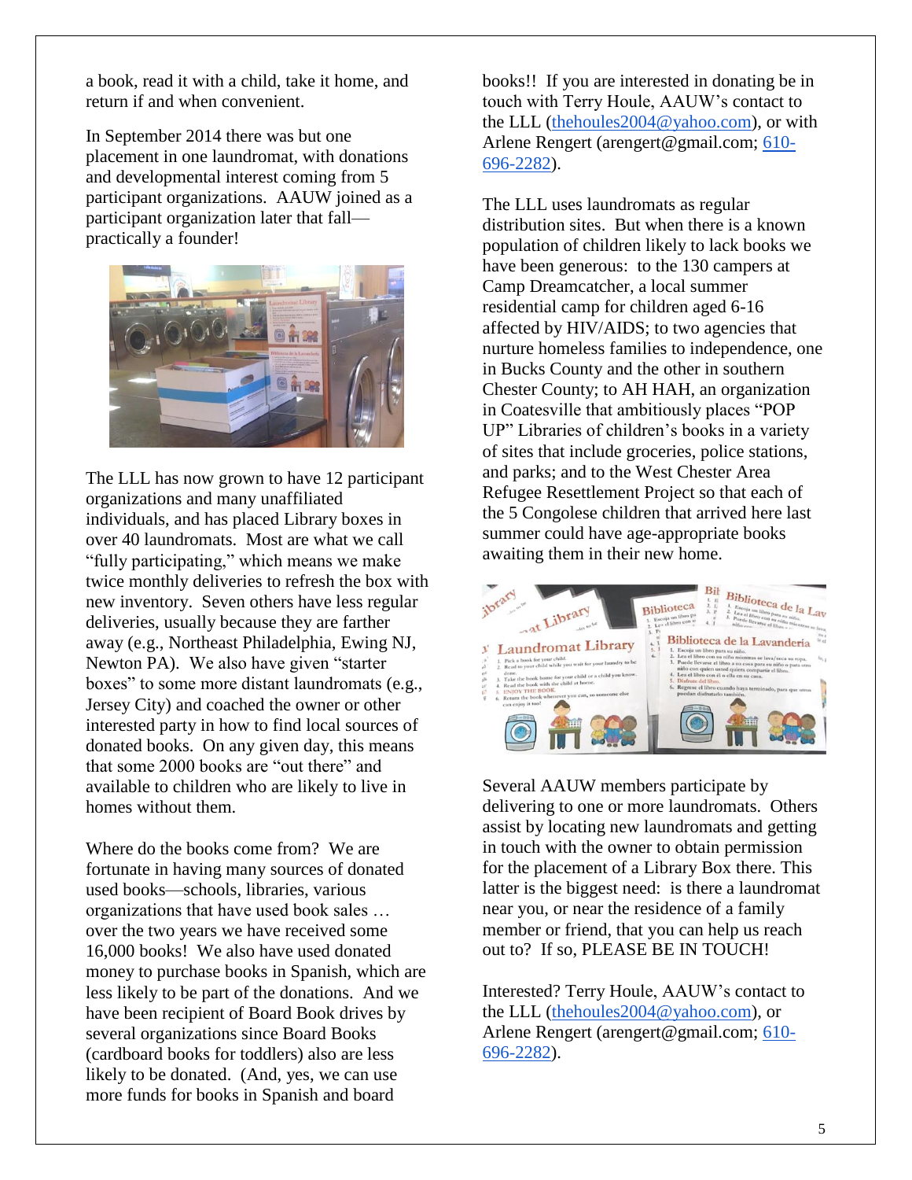a book, read it with a child, take it home, and return if and when convenient.

In September 2014 there was but one placement in one laundromat, with donations and developmental interest coming from 5 participant organizations. AAUW joined as a participant organization later that fall—practically a founder!

The LLL has now grown to have 12 participant organizations and many unaffiliated individuals, and has placed Library boxes in over 40 laundromats. Most are what we call "fully participating," which means we make twice monthly deliveries to refresh the box with new inventory. Seven others have less regular deliveries, usually because they are farther away (e.g., Northeast Philadelphia, Ewing NJ, Newton PA). We also have given "starter boxes" to some more distant laundromats (e.g., Jersey City) and coached the owner or other interested party in how to find local sources of donated books. On any given day, this means that some 2000 books are "out there" and available to children who are likely to live in homes without them.

Where do the books come from? We are fortunate in having many sources of donated used books—schools, libraries, various organizations that have used book sales … over the two years we have received some 16,000 books! We also have used donated money to purchase books in Spanish, which are less likely to be part of the donations. And we have been recipient of Board Book drives by several organizations since Board Books (cardboard books for toddlers) also are less likely to be donated. (And, yes, we can use more funds for books in Spanish and board books!! If you are interested in donating be in touch with Terry Houle, AAUW's contact to the LLL (thehoules2004@yahoo.com), or with Arlene Rengert (arengert@gmail.com; 610-696-2282).

The LLL uses laundromats as regular distribution sites. But when there is a known population of children likely to lack books we have been generous: to the 130 campers at Camp Dreamcatcher, a local summer residential camp for children aged 6-16 affected by HIV/AIDS; to two agencies that nurture homeless families to independence, one in Bucks County and the other in southern Chester County; to AH HAH, an organization in Coatesville that ambitiously places "POP UP" Libraries of children's books in a variety of sites that include groceries, police stations, and parks; and to the West Chester Area Refugee Resettlement Project so that each of the 5 Congolese children that arrived here last summer could have age-appropriate books awaiting them in their new home.

Several AAUW members participate by delivering to one or more laundromats. Others assist by locating new laundromats and getting in touch with the owner to obtain permission for the placement of a Library Box there. This latter is the biggest need: is there a laundromat near you, or near the residence of a family member or friend, that you can help us reach out to? If so, PLEASE BE IN TOUCH!

Interested? Terry Houle, AAUW's contact to the LLL (thehoules2004@yahoo.com), or Arlene Rengert (arengert@gmail.com; 610-696-2282).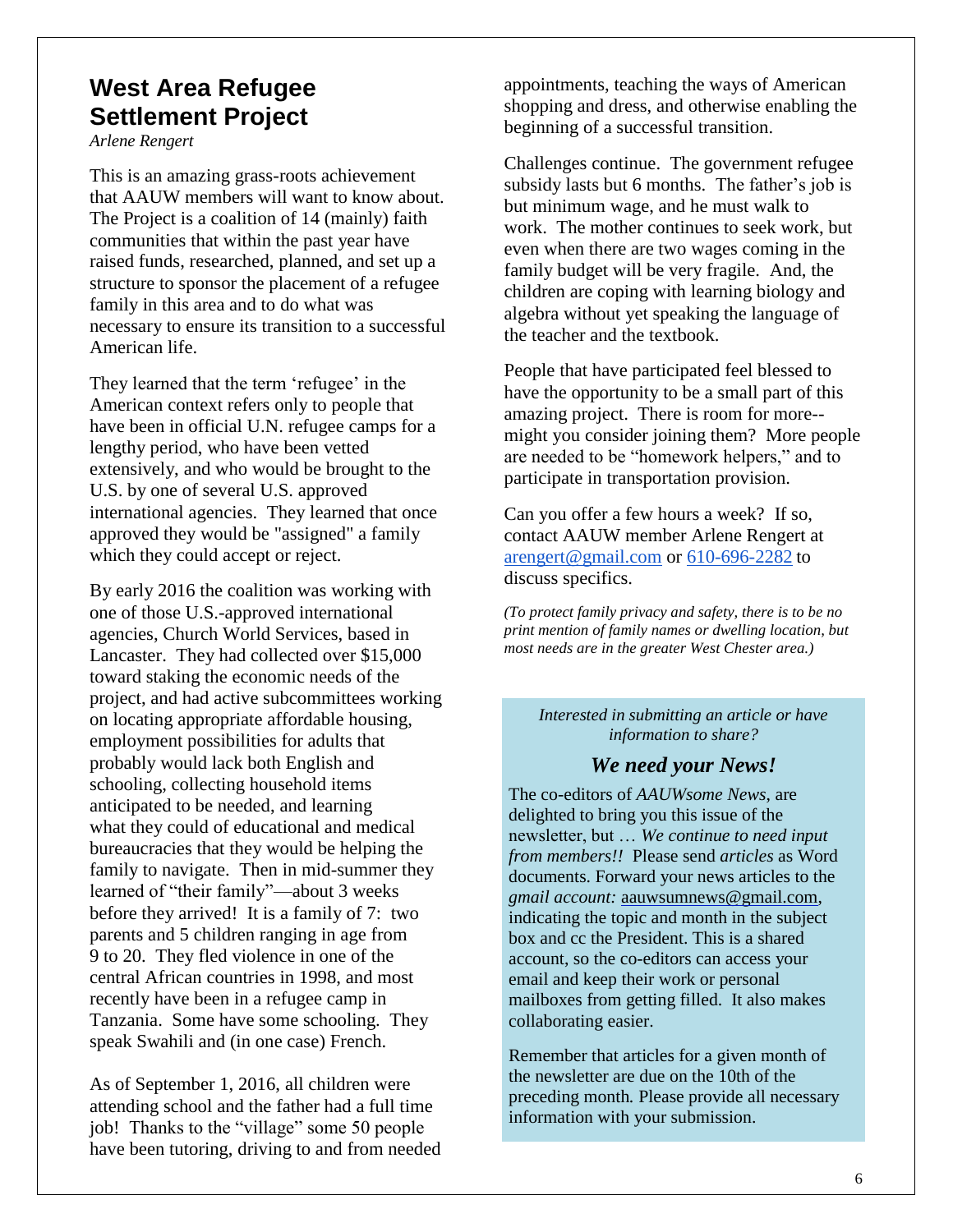## West Area Refugee Settlement Project

*Arlene Rengert*

This is an amazing grass-roots achievement that AAUW members will want to know about. The Project is a coalition of 14 (mainly) faith communities that within the past year have raised funds, researched, planned, and set up a structure to sponsor the placement of a refugee family in this area and to do what was necessary to ensure its transition to a successful American life.

They learned that the term 'refugee' in the American context refers only to people that have been in official U.N. refugee camps for a lengthy period, who have been vetted extensively, and who would be brought to the U.S. by one of several U.S. approved international agencies. They learned that once approved they would be "assigned" a family which they could accept or reject.

By early 2016 the coalition was working with one of those U.S.-approved international agencies, Church World Services, based in Lancaster. They had collected over $15,000 toward staking the economic needs of the project, and had active subcommittees working on locating appropriate affordable housing, employment possibilities for adults that probably would lack both English and schooling, collecting household items anticipated to be needed, and learning what they could of educational and medical bureaucracies that they would be helping the family to navigate. Then in mid-summer they learned of "their family"—about 3 weeks before they arrived! It is a family of 7: two parents and 5 children ranging in age from 9 to 20. They fled violence in one of the central African countries in 1998, and most recently have been in a refugee camp in Tanzania. Some have some schooling. They speak Swahili and (in one case) French.

As of September 1, 2016, all children were attending school and the father had a full time job! Thanks to the "village" some 50 people have been tutoring, driving to and from needed appointments, teaching the ways of American shopping and dress, and otherwise enabling the beginning of a successful transition.

Challenges continue. The government refugee subsidy lasts but 6 months. The father's job is but minimum wage, and he must walk to work. The mother continues to seek work, but even when there are two wages coming in the family budget will be very fragile. And, the children are coping with learning biology and algebra without yet speaking the language of the teacher and the textbook.

People that have participated feel blessed to have the opportunity to be a small part of this amazing project. There is room for more--might you consider joining them? More people are needed to be "homework helpers," and to participate in transportation provision.

Can you offer a few hours a week? If so, contact AAUW member Arlene Rengert at arengert@gmail.com or 610-696-2282 to discuss specifics.

*(To protect family privacy and safety, there is to be no print mention of family names or dwelling location, but most needs are in the greater West Chester area.)*

---

*Interested in submitting an article or have information to share?*

### *We need your News!*

The co-editors of *AAUWsome News*, are delighted to bring you this issue of the newsletter, but … *We continue to need input from members!!* Please send *articles* as Word documents. Forward your news articles to the *gmail account:* aauwsumnews@gmail.com, indicating the topic and month in the subject box and cc the President. This is a shared account, so the co-editors can access your email and keep their work or personal mailboxes from getting filled. It also makes collaborating easier.

Remember that articles for a given month of the newsletter are due on the 10th of the preceding month. Please provide all necessary information with your submission.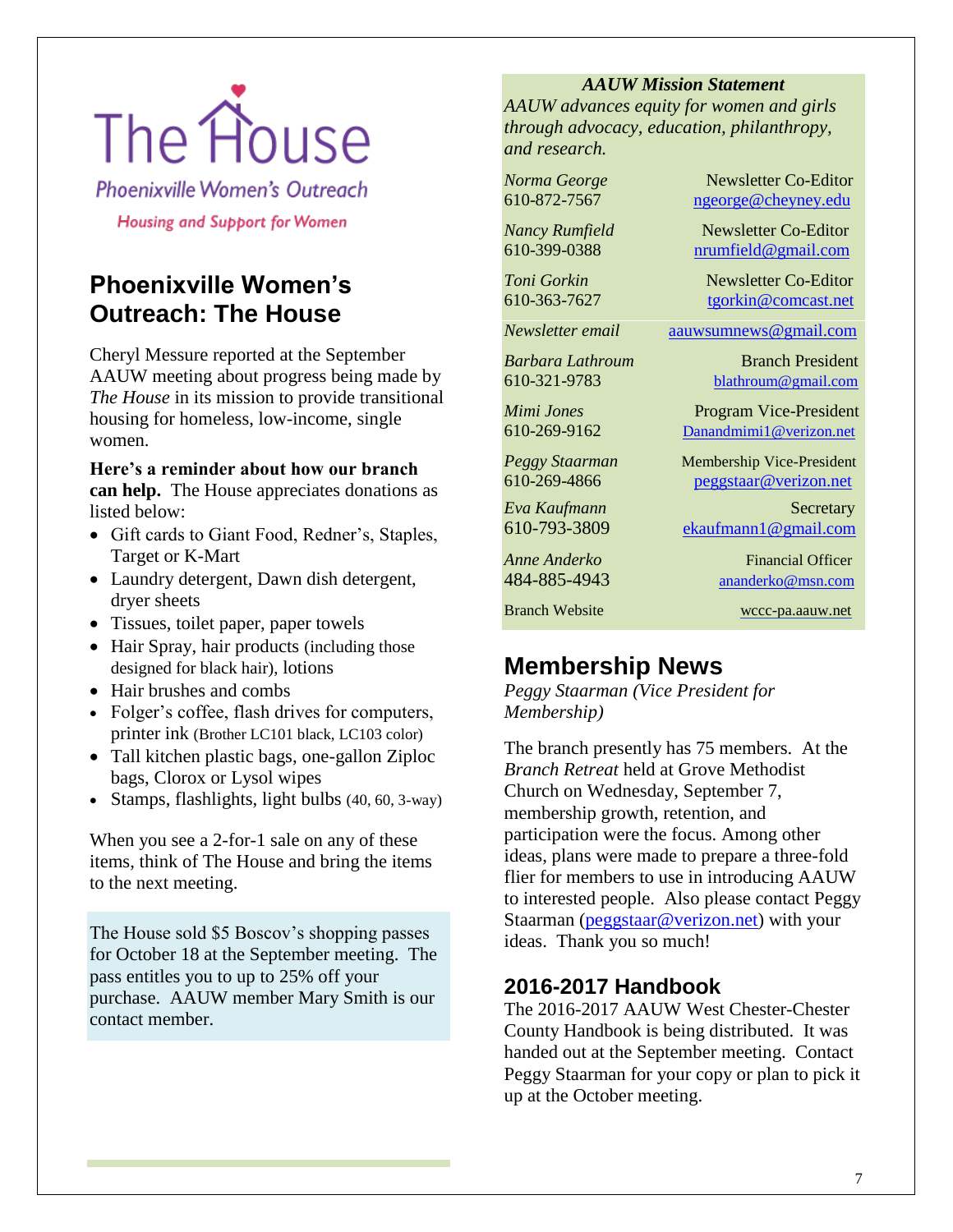The House

Phoenixville Women's Outreach

Housing and Support for Women

## Phoenixville Women's Outreach: The House

Cheryl Messure reported at the September AAUW meeting about progress being made by *The House* in its mission to provide transitional housing for homeless, low-income, single women.

**Here's a reminder about how our branch can help.** The House appreciates donations as listed below:

- Gift cards to Giant Food, Redner's, Staples, Target or K-Mart
- Laundry detergent, Dawn dish detergent, dryer sheets
- Tissues, toilet paper, paper towels
- Hair Spray, hair products (including those designed for black hair), lotions
- Hair brushes and combs
- Folger's coffee, flash drives for computers, printer ink (Brother LC101 black, LC103 color)
- Tall kitchen plastic bags, one-gallon Ziploc bags, Clorox or Lysol wipes
- Stamps, flashlights, light bulbs (40, 60, 3-way)

When you see a 2-for-1 sale on any of these items, think of The House and bring the items to the next meeting.

The House sold $5 Boscov's shopping passes for October 18 at the September meeting. The pass entitles you to up to 25% off your purchase. AAUW member Mary Smith is our contact member.

***AAUW Mission Statement***

*AAUW advances equity for women and girls through advocacy, education, philanthropy, and research.*

| | |
|---|---|
| *Norma George* 610-872-7567 | Newsletter Co-Editor ngeorge@cheyney.edu |
| *Nancy Rumfield* 610-399-0388 | Newsletter Co-Editor nrumfield@gmail.com |
| *Toni Gorkin* 610-363-7627 | Newsletter Co-Editor tgorkin@comcast.net |
| *Newsletter email* | aauwsumnews@gmail.com |
| *Barbara Lathroum* 610-321-9783 | Branch President blathroum@gmail.com |
| *Mimi Jones* 610-269-9162 | Program Vice-President Danandmimi1@verizon.net |
| *Peggy Staarman* 610-269-4866 | Membership Vice-President peggstaar@verizon.net |
| *Eva Kaufmann* 610-793-3809 | Secretary ekaufmann1@gmail.com |
| *Anne Anderko* 484-885-4943 | Financial Officer ananderko@msn.com |
| Branch Website | wccc-pa.aauw.net |

## Membership News

*Peggy Staarman (Vice President for Membership)*

The branch presently has 75 members. At the *Branch Retreat* held at Grove Methodist Church on Wednesday, September 7, membership growth, retention, and participation were the focus. Among other ideas, plans were made to prepare a three-fold flier for members to use in introducing AAUW to interested people. Also please contact Peggy Staarman (peggstaar@verizon.net) with your ideas. Thank you so much!

### 2016-2017 Handbook

The 2016-2017 AAUW West Chester-Chester County Handbook is being distributed. It was handed out at the September meeting. Contact Peggy Staarman for your copy or plan to pick it up at the October meeting.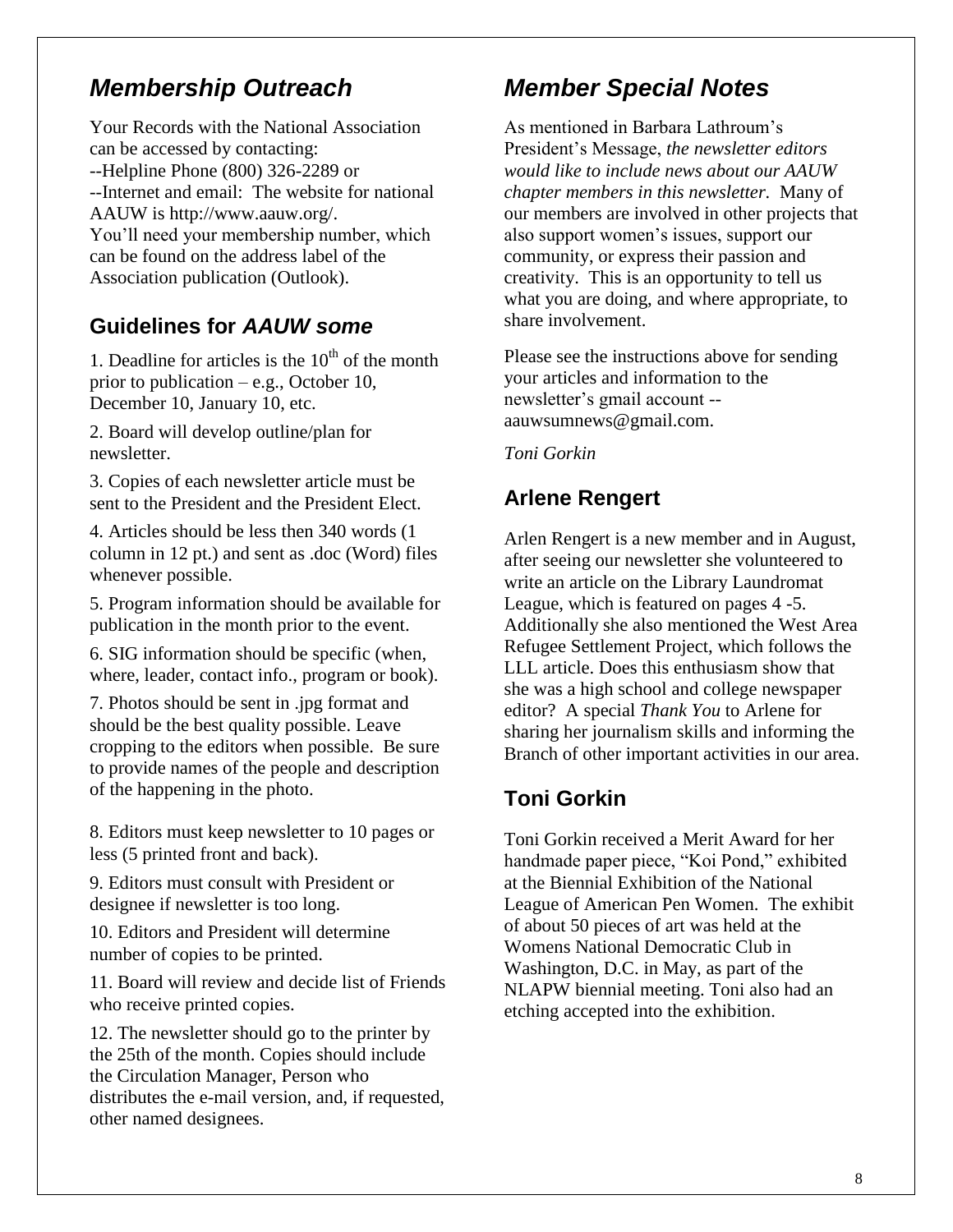## *Membership Outreach*

Your Records with the National Association can be accessed by contacting:
--Helpline Phone (800) 326-2289 or
--Internet and email: The website for national AAUW is http://www.aauw.org/.
You'll need your membership number, which can be found on the address label of the Association publication (Outlook).

### Guidelines for *AAUW some*

1. Deadline for articles is the 10th of the month prior to publication – e.g., October 10, December 10, January 10, etc.

2. Board will develop outline/plan for newsletter.

3. Copies of each newsletter article must be sent to the President and the President Elect.

4. Articles should be less then 340 words (1 column in 12 pt.) and sent as .doc (Word) files whenever possible.

5. Program information should be available for publication in the month prior to the event.

6. SIG information should be specific (when, where, leader, contact info., program or book).

7. Photos should be sent in .jpg format and should be the best quality possible. Leave cropping to the editors when possible. Be sure to provide names of the people and description of the happening in the photo.

8. Editors must keep newsletter to 10 pages or less (5 printed front and back).

9. Editors must consult with President or designee if newsletter is too long.

10. Editors and President will determine number of copies to be printed.

11. Board will review and decide list of Friends who receive printed copies.

12. The newsletter should go to the printer by the 25th of the month. Copies should include the Circulation Manager, Person who distributes the e-mail version, and, if requested, other named designees.

## *Member Special Notes*

As mentioned in Barbara Lathroum's President's Message, *the newsletter editors would like to include news about our AAUW chapter members in this newsletter*. Many of our members are involved in other projects that also support women's issues, support our community, or express their passion and creativity. This is an opportunity to tell us what you are doing, and where appropriate, to share involvement.

Please see the instructions above for sending your articles and information to the newsletter's gmail account -- aauwsumnews@gmail.com.

*Toni Gorkin*

### Arlene Rengert

Arlen Rengert is a new member and in August, after seeing our newsletter she volunteered to write an article on the Library Laundromat League, which is featured on pages 4 -5. Additionally she also mentioned the West Area Refugee Settlement Project, which follows the LLL article. Does this enthusiasm show that she was a high school and college newspaper editor? A special *Thank You* to Arlene for sharing her journalism skills and informing the Branch of other important activities in our area.

### Toni Gorkin

Toni Gorkin received a Merit Award for her handmade paper piece, "Koi Pond," exhibited at the Biennial Exhibition of the National League of American Pen Women. The exhibit of about 50 pieces of art was held at the Womens National Democratic Club in Washington, D.C. in May, as part of the NLAPW biennial meeting. Toni also had an etching accepted into the exhibition.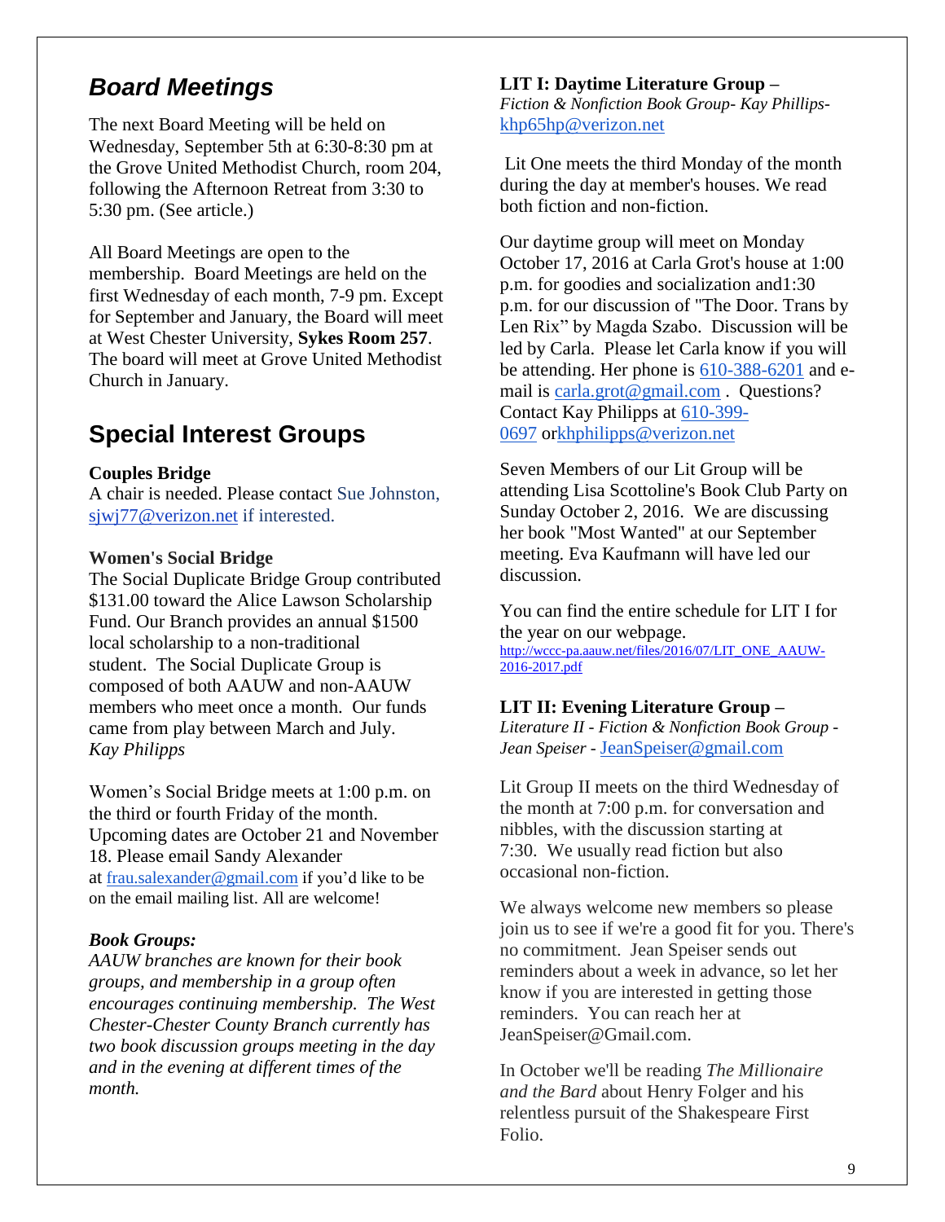## *Board Meetings*

The next Board Meeting will be held on Wednesday, September 5th at 6:30-8:30 pm at the Grove United Methodist Church, room 204, following the Afternoon Retreat from 3:30 to 5:30 pm. (See article.)

All Board Meetings are open to the membership. Board Meetings are held on the first Wednesday of each month, 7-9 pm. Except for September and January, the Board will meet at West Chester University, **Sykes Room 257**. The board will meet at Grove United Methodist Church in January.

## Special Interest Groups

**Couples Bridge**
A chair is needed. Please contact Sue Johnston, sjwj77@verizon.net if interested.

**Women's Social Bridge**
The Social Duplicate Bridge Group contributed $131.00 toward the Alice Lawson Scholarship Fund. Our Branch provides an annual $1500 local scholarship to a non-traditional student. The Social Duplicate Group is composed of both AAUW and non-AAUW members who meet once a month. Our funds came from play between March and July.
*Kay Philipps*

Women's Social Bridge meets at 1:00 p.m. on the third or fourth Friday of the month. Upcoming dates are October 21 and November 18. Please email Sandy Alexander at frau.salexander@gmail.com if you'd like to be on the email mailing list. All are welcome!

***Book Groups:***
*AAUW branches are known for their book groups, and membership in a group often encourages continuing membership. The West Chester-Chester County Branch currently has two book discussion groups meeting in the day and in the evening at different times of the month.*

**LIT I: Daytime Literature Group –**
*Fiction & Nonfiction Book Group- Kay Phillips-* khp65hp@verizon.net

Lit One meets the third Monday of the month during the day at member's houses. We read both fiction and non-fiction.

Our daytime group will meet on Monday October 17, 2016 at Carla Grot's house at 1:00 p.m. for goodies and socialization and1:30 p.m. for our discussion of "The Door. Trans by Len Rix" by Magda Szabo. Discussion will be led by Carla. Please let Carla know if you will be attending. Her phone is 610-388-6201 and e-mail is carla.grot@gmail.com . Questions? Contact Kay Philipps at 610-399-0697 orkhphilipps@verizon.net

Seven Members of our Lit Group will be attending Lisa Scottoline's Book Club Party on Sunday October 2, 2016. We are discussing her book "Most Wanted" at our September meeting. Eva Kaufmann will have led our discussion.

You can find the entire schedule for LIT I for the year on our webpage.
http://wccc-pa.aauw.net/files/2016/07/LIT_ONE_AAUW-2016-2017.pdf

**LIT II: Evening Literature Group –**
*Literature II - Fiction & Nonfiction Book Group - Jean Speiser -* JeanSpeiser@gmail.com

Lit Group II meets on the third Wednesday of the month at 7:00 p.m. for conversation and nibbles, with the discussion starting at 7:30. We usually read fiction but also occasional non-fiction.

We always welcome new members so please join us to see if we're a good fit for you. There's no commitment. Jean Speiser sends out reminders about a week in advance, so let her know if you are interested in getting those reminders. You can reach her at JeanSpeiser@Gmail.com.

In October we'll be reading *The Millionaire and the Bard* about Henry Folger and his relentless pursuit of the Shakespeare First Folio.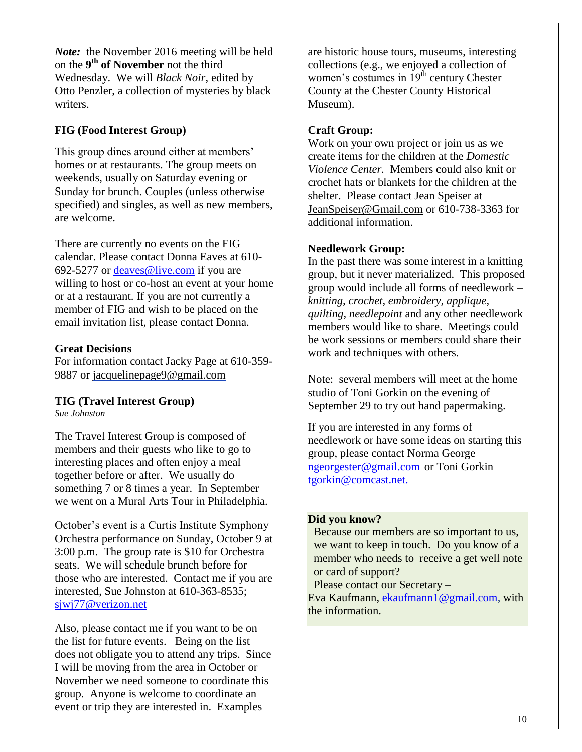***Note:*** the November 2016 meeting will be held on the **9th of November** not the third Wednesday. We will *Black Noir*, edited by Otto Penzler, a collection of mysteries by black writers.

**FIG (Food Interest Group)**

This group dines around either at members' homes or at restaurants. The group meets on weekends, usually on Saturday evening or Sunday for brunch. Couples (unless otherwise specified) and singles, as well as new members, are welcome.

There are currently no events on the FIG calendar. Please contact Donna Eaves at 610-692-5277 or deaves@live.com if you are willing to host or co-host an event at your home or at a restaurant. If you are not currently a member of FIG and wish to be placed on the email invitation list, please contact Donna.

**Great Decisions**
For information contact Jacky Page at 610-359-9887 or jacquelinepage9@gmail.com

**TIG (Travel Interest Group)**
*Sue Johnston*

The Travel Interest Group is composed of members and their guests who like to go to interesting places and often enjoy a meal together before or after. We usually do something 7 or 8 times a year. In September we went on a Mural Arts Tour in Philadelphia.

October's event is a Curtis Institute Symphony Orchestra performance on Sunday, October 9 at 3:00 p.m. The group rate is $10 for Orchestra seats. We will schedule brunch before for those who are interested. Contact me if you are interested, Sue Johnston at 610-363-8535; sjwj77@verizon.net

Also, please contact me if you want to be on the list for future events. Being on the list does not obligate you to attend any trips. Since I will be moving from the area in October or November we need someone to coordinate this group. Anyone is welcome to coordinate an event or trip they are interested in. Examples are historic house tours, museums, interesting collections (e.g., we enjoyed a collection of women's costumes in 19th century Chester County at the Chester County Historical Museum).

**Craft Group:**
Work on your own project or join us as we create items for the children at the *Domestic Violence Center.* Members could also knit or crochet hats or blankets for the children at the shelter. Please contact Jean Speiser at JeanSpeiser@Gmail.com or 610-738-3363 for additional information.

**Needlework Group:**
In the past there was some interest in a knitting group, but it never materialized. This proposed group would include all forms of needlework – *knitting, crochet, embroidery, applique, quilting, needlepoint* and any other needlework members would like to share. Meetings could be work sessions or members could share their work and techniques with others.

Note: several members will meet at the home studio of Toni Gorkin on the evening of September 29 to try out hand papermaking.

If you are interested in any forms of needlework or have some ideas on starting this group, please contact Norma George ngeorgester@gmail.com or Toni Gorkin tgorkin@comcast.net.

**Did you know?**
Because our members are so important to us, we want to keep in touch. Do you know of a member who needs to receive a get well note or card of support?
Please contact our Secretary –
Eva Kaufmann, ekaufmann1@gmail.com, with the information.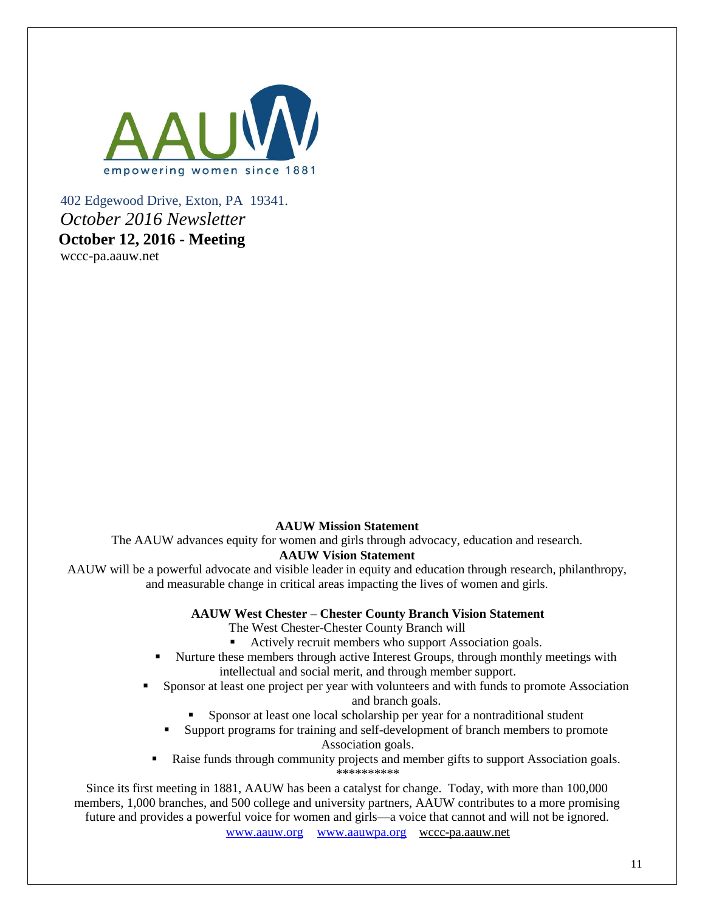AAUW

empowering women since 1881

402 Edgewood Drive, Exton, PA 19341.

*October 2016 Newsletter*

**October 12, 2016 - Meeting**

wccc-pa.aauw.net

**AAUW Mission Statement**

The AAUW advances equity for women and girls through advocacy, education and research.

**AAUW Vision Statement**

AAUW will be a powerful advocate and visible leader in equity and education through research, philanthropy, and measurable change in critical areas impacting the lives of women and girls.

**AAUW West Chester – Chester County Branch Vision Statement**

The West Chester-Chester County Branch will

- Actively recruit members who support Association goals.
- Nurture these members through active Interest Groups, through monthly meetings with intellectual and social merit, and through member support.
- Sponsor at least one project per year with volunteers and with funds to promote Association and branch goals.
- Sponsor at least one local scholarship per year for a nontraditional student
- Support programs for training and self-development of branch members to promote Association goals.
- Raise funds through community projects and member gifts to support Association goals.

**********

Since its first meeting in 1881, AAUW has been a catalyst for change. Today, with more than 100,000 members, 1,000 branches, and 500 college and university partners, AAUW contributes to a more promising future and provides a powerful voice for women and girls—a voice that cannot and will not be ignored.

www.aauw.org www.aauwpa.org wccc-pa.aauw.net